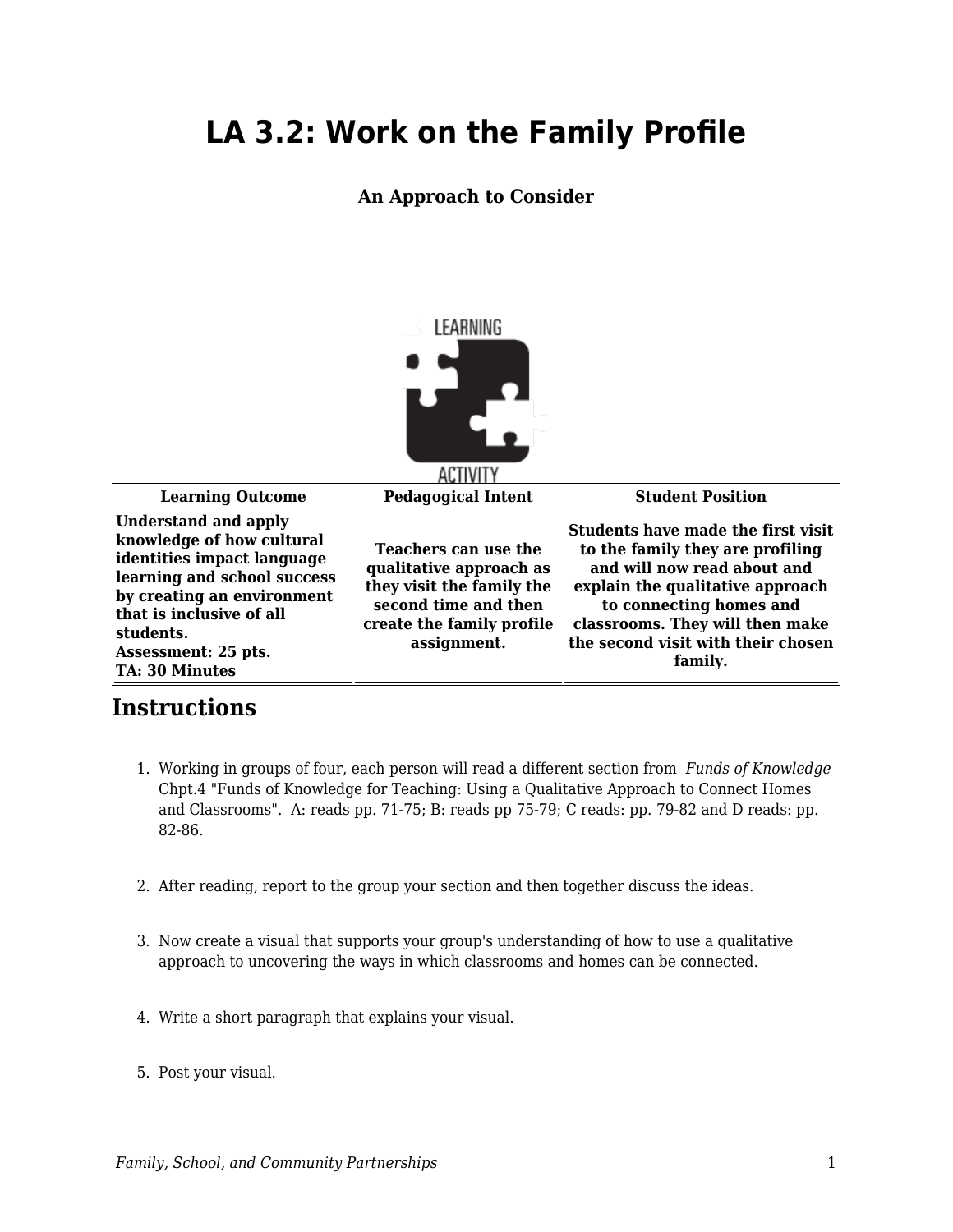# LA 3.2: Work on the Family Profile

**An Approach to Consider**

| Learning Outcome | Pedagogical Intent | Student Position |
| --- | --- | --- |
| **Understand and apply knowledge of how cultural identities impact language learning and school success by creating an environment that is inclusive of all students.** **Assessment: 25 pts.** **TA: 30 Minutes** | **Teachers can use the qualitative approach as they visit the family the second time and then create the family profile assignment.** | **Students have made the first visit to the family they are profiling and will now read about and explain the qualitative approach to connecting homes and classrooms. They will then make the second visit with their chosen family.** |

## Instructions

1. Working in groups of four, each person will read a different section from *Funds of Knowledge* Chpt.4 "Funds of Knowledge for Teaching: Using a Qualitative Approach to Connect Homes and Classrooms". A: reads pp. 71-75; B: reads pp 75-79; C reads: pp. 79-82 and D reads: pp. 82-86.
2. After reading, report to the group your section and then together discuss the ideas.
3. Now create a visual that supports your group's understanding of how to use a qualitative approach to uncovering the ways in which classrooms and homes can be connected.
4. Write a short paragraph that explains your visual.
5. Post your visual.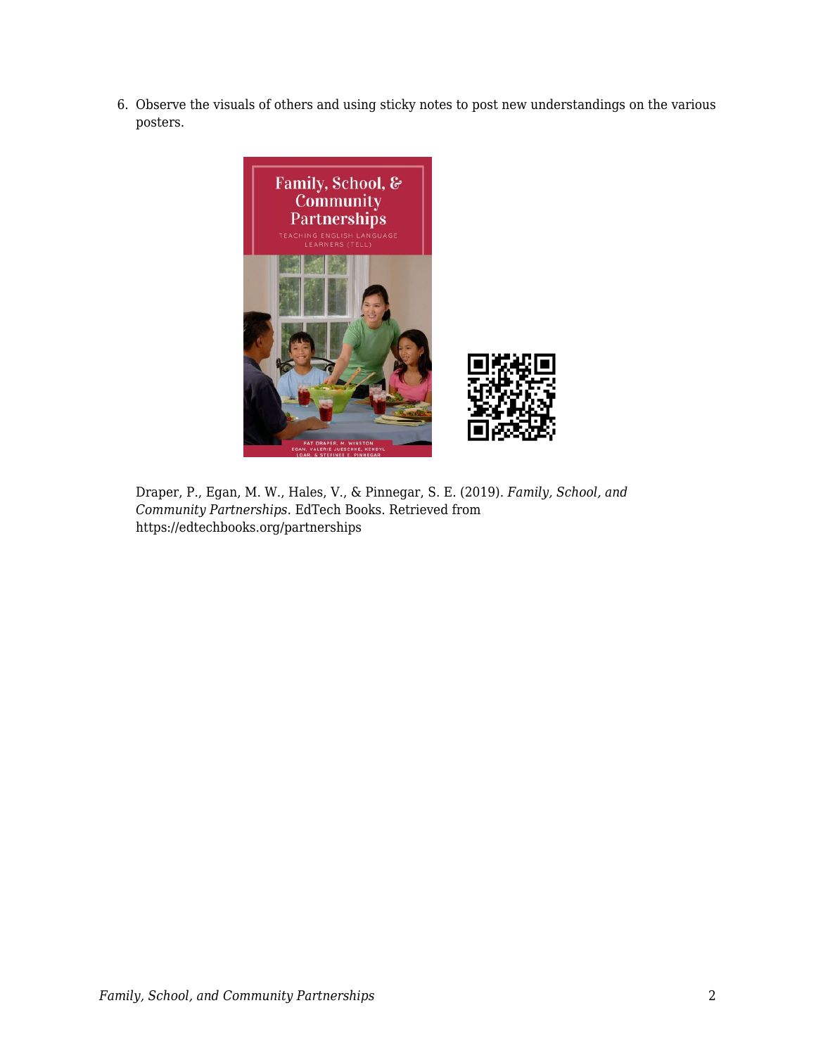6. Observe the visuals of others and using sticky notes to post new understandings on the various posters.

Draper, P., Egan, M. W., Hales, V., & Pinnegar, S. E. (2019). *Family, School, and Community Partnerships*. EdTech Books. Retrieved from https://edtechbooks.org/partnerships